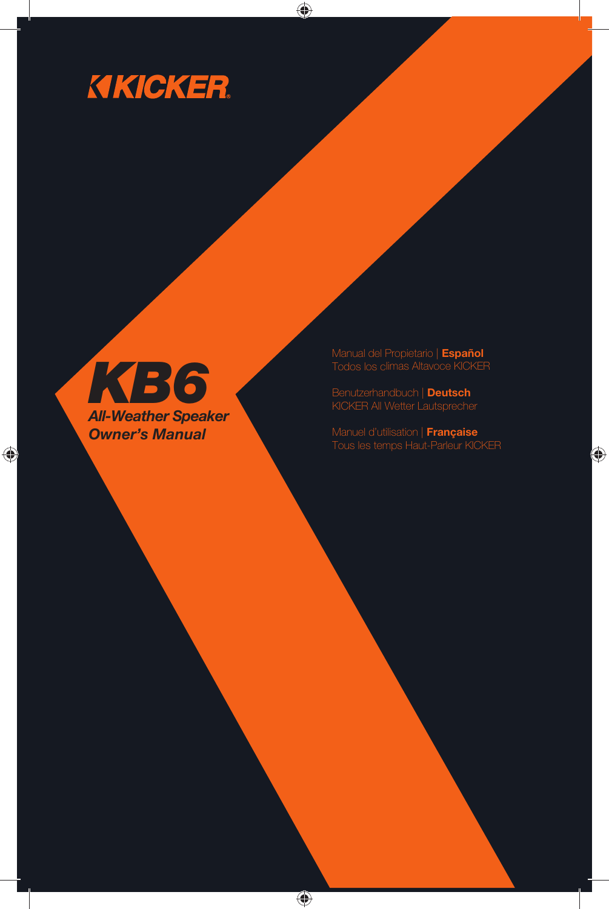KICKER

# KB6

## All-Weather Speaker Owner's Manual

Manual del Propietario | **Español**
Todos los climas Altavoce KICKER

Benutzerhandbuch | **Deutsch**
KICKER All Wetter Lautsprecher

Manuel d'utilisation | **Française**
Tous les temps Haut-Parleur KICKER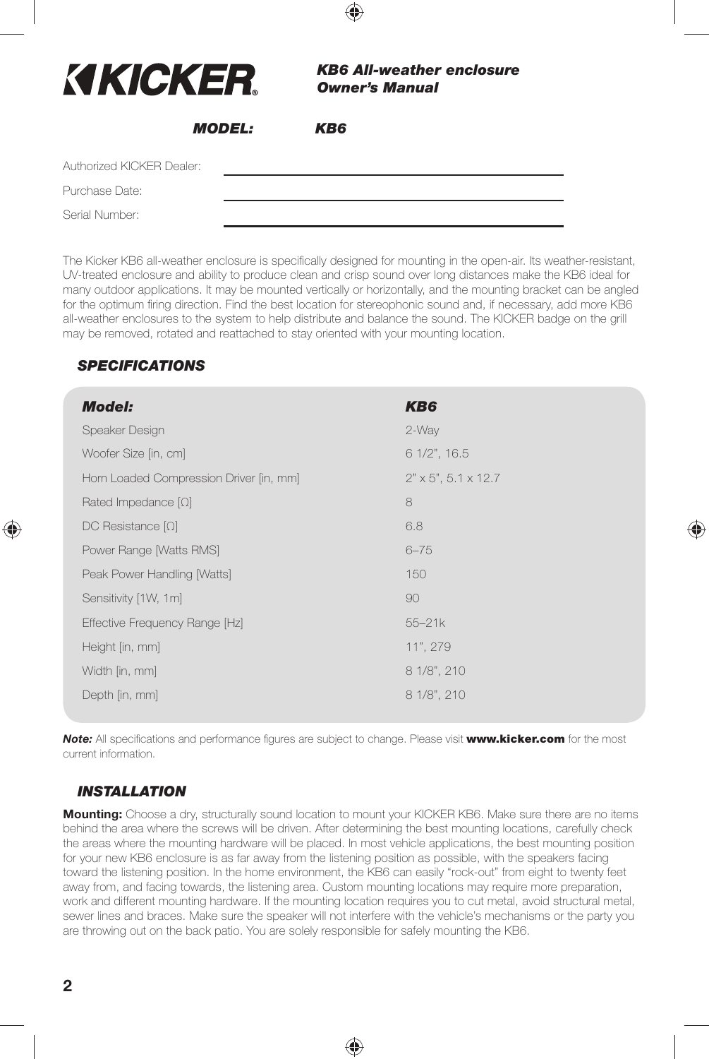# KICKER

***KB6 All-weather enclosure Owner's Manual***

***MODEL:*** ***KB6***

Authorized KICKER Dealer: ______________________

Purchase Date: ______________________

Serial Number: ______________________

The Kicker KB6 all-weather enclosure is specifically designed for mounting in the open-air. Its weather-resistant, UV-treated enclosure and ability to produce clean and crisp sound over long distances make the KB6 ideal for many outdoor applications. It may be mounted vertically or horizontally, and the mounting bracket can be angled for the optimum firing direction. Find the best location for stereophonic sound and, if necessary, add more KB6 all-weather enclosures to the system to help distribute and balance the sound. The KICKER badge on the grill may be removed, rotated and reattached to stay oriented with your mounting location.

## *SPECIFICATIONS*

| ***Model:*** | ***KB6*** |
|---|---|
| Speaker Design | 2-Way |
| Woofer Size [in, cm] | 6 1/2", 16.5 |
| Horn Loaded Compression Driver [in, mm] | 2" x 5", 5.1 x 12.7 |
| Rated Impedance [Ω] | 8 |
| DC Resistance [Ω] | 6.8 |
| Power Range [Watts RMS] | 6–75 |
| Peak Power Handling [Watts] | 150 |
| Sensitivity [1W, 1m] | 90 |
| Effective Frequency Range [Hz] | 55–21k |
| Height [in, mm] | 11", 279 |
| Width [in, mm] | 8 1/8", 210 |
| Depth [in, mm] | 8 1/8", 210 |

***Note:*** All specifications and performance figures are subject to change. Please visit **www.kicker.com** for the most current information.

## *INSTALLATION*

**Mounting:** Choose a dry, structurally sound location to mount your KICKER KB6. Make sure there are no items behind the area where the screws will be driven. After determining the best mounting locations, carefully check the areas where the mounting hardware will be placed. In most vehicle applications, the best mounting position for your new KB6 enclosure is as far away from the listening position as possible, with the speakers facing toward the listening position. In the home environment, the KB6 can easily "rock-out" from eight to twenty feet away from, and facing towards, the listening area. Custom mounting locations may require more preparation, work and different mounting hardware. If the mounting location requires you to cut metal, avoid structural metal, sewer lines and braces. Make sure the speaker will not interfere with the vehicle's mechanisms or the party you are throwing out on the back patio. You are solely responsible for safely mounting the KB6.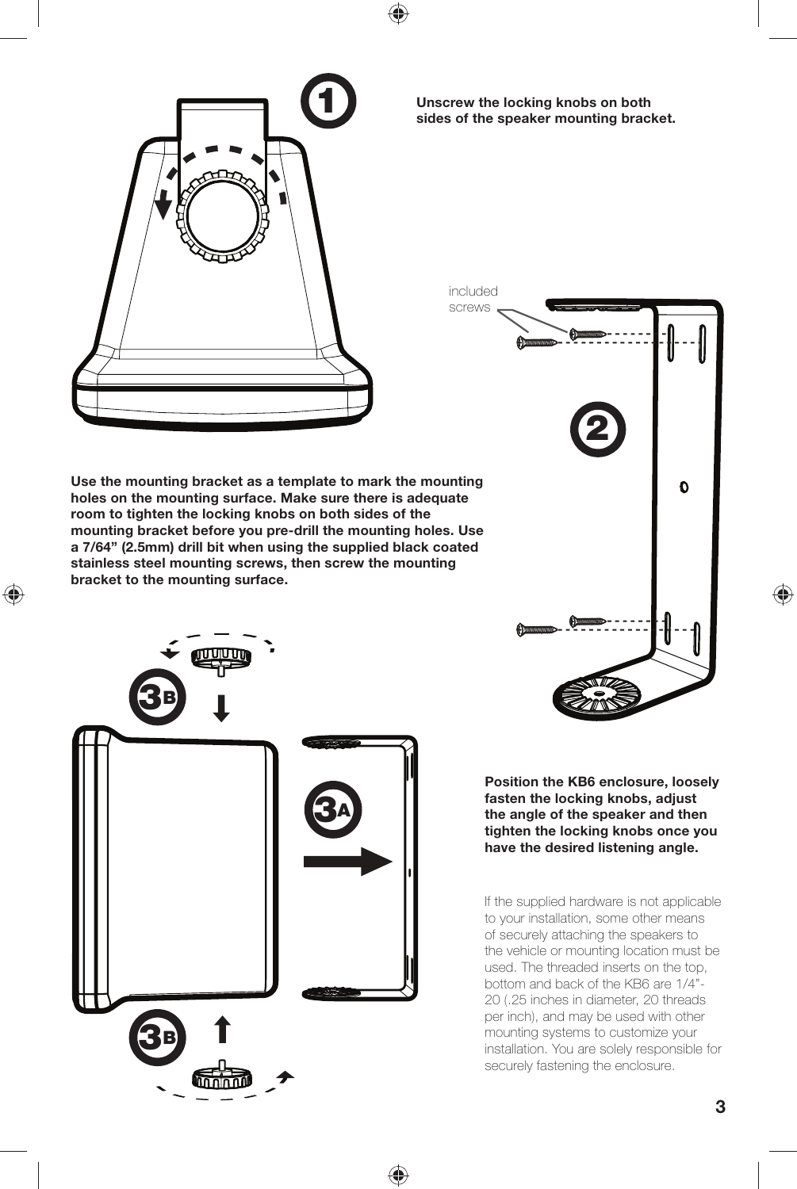**1** Unscrew the locking knobs on both sides of the speaker mounting bracket.

included screws

**2** Use the mounting bracket as a template to mark the mounting holes on the mounting surface. Make sure there is adequate room to tighten the locking knobs on both sides of the mounting bracket before you pre-drill the mounting holes. Use a 7/64" (2.5mm) drill bit when using the supplied black coated stainless steel mounting screws, then screw the mounting bracket to the mounting surface.

**3A** **3B** Position the KB6 enclosure, loosely fasten the locking knobs, adjust the angle of the speaker and then tighten the locking knobs once you have the desired listening angle.

If the supplied hardware is not applicable to your installation, some other means of securely attaching the speakers to the vehicle or mounting location must be used. The threaded inserts on the top, bottom and back of the KB6 are 1/4"-20 (.25 inches in diameter, 20 threads per inch), and may be used with other mounting systems to customize your installation. You are solely responsible for securely fastening the enclosure.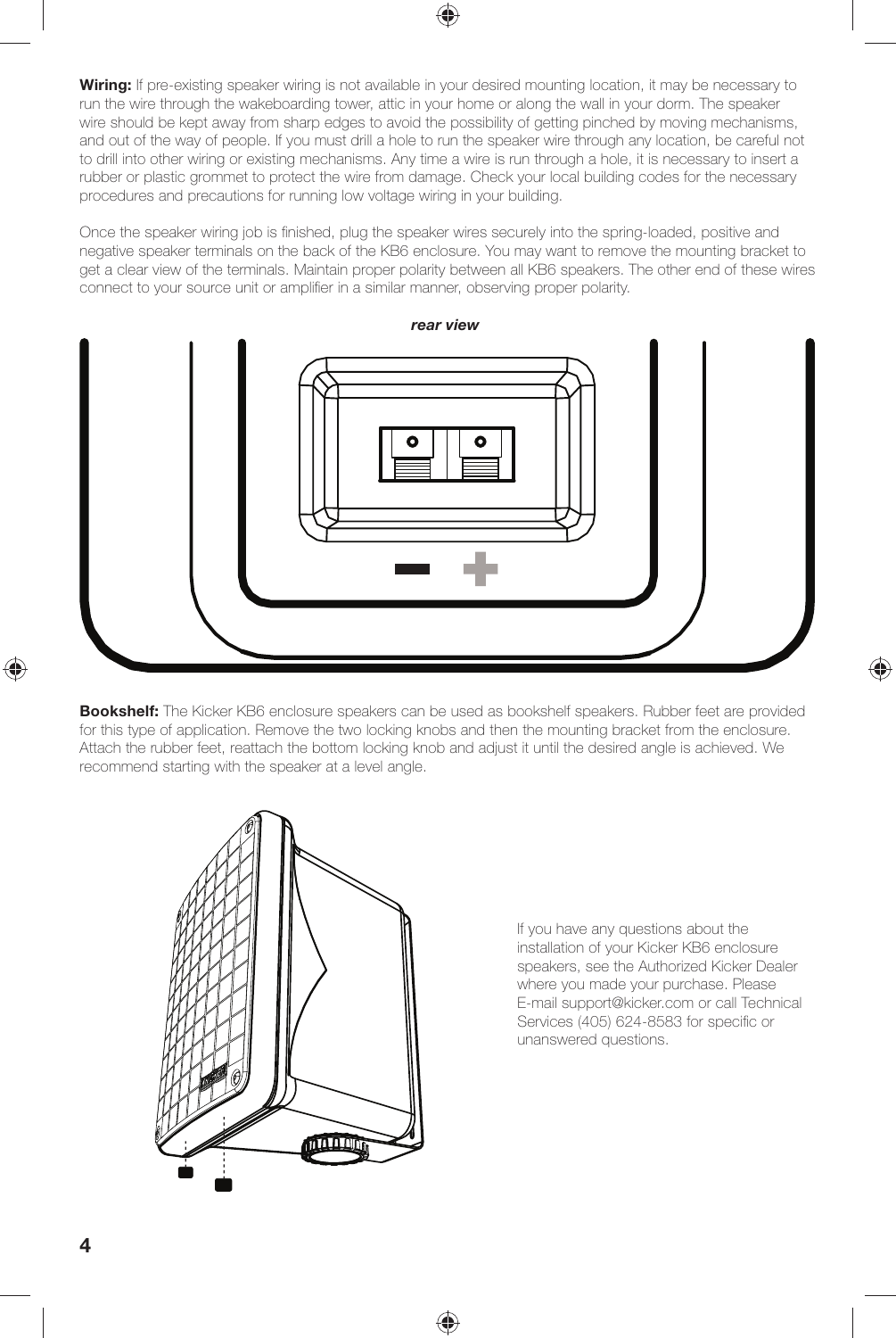**Wiring:** If pre-existing speaker wiring is not available in your desired mounting location, it may be necessary to run the wire through the wakeboarding tower, attic in your home or along the wall in your dorm. The speaker wire should be kept away from sharp edges to avoid the possibility of getting pinched by moving mechanisms, and out of the way of people. If you must drill a hole to run the speaker wire through any location, be careful not to drill into other wiring or existing mechanisms. Any time a wire is run through a hole, it is necessary to insert a rubber or plastic grommet to protect the wire from damage. Check your local building codes for the necessary procedures and precautions for running low voltage wiring in your building.

Once the speaker wiring job is finished, plug the speaker wires securely into the spring-loaded, positive and negative speaker terminals on the back of the KB6 enclosure. You may want to remove the mounting bracket to get a clear view of the terminals. Maintain proper polarity between all KB6 speakers. The other end of these wires connect to your source unit or amplifier in a similar manner, observing proper polarity.

***rear view***

**Bookshelf:** The Kicker KB6 enclosure speakers can be used as bookshelf speakers. Rubber feet are provided for this type of application. Remove the two locking knobs and then the mounting bracket from the enclosure. Attach the rubber feet, reattach the bottom locking knob and adjust it until the desired angle is achieved. We recommend starting with the speaker at a level angle.

If you have any questions about the installation of your Kicker KB6 enclosure speakers, see the Authorized Kicker Dealer where you made your purchase. Please E-mail support@kicker.com or call Technical Services (405) 624-8583 for specific or unanswered questions.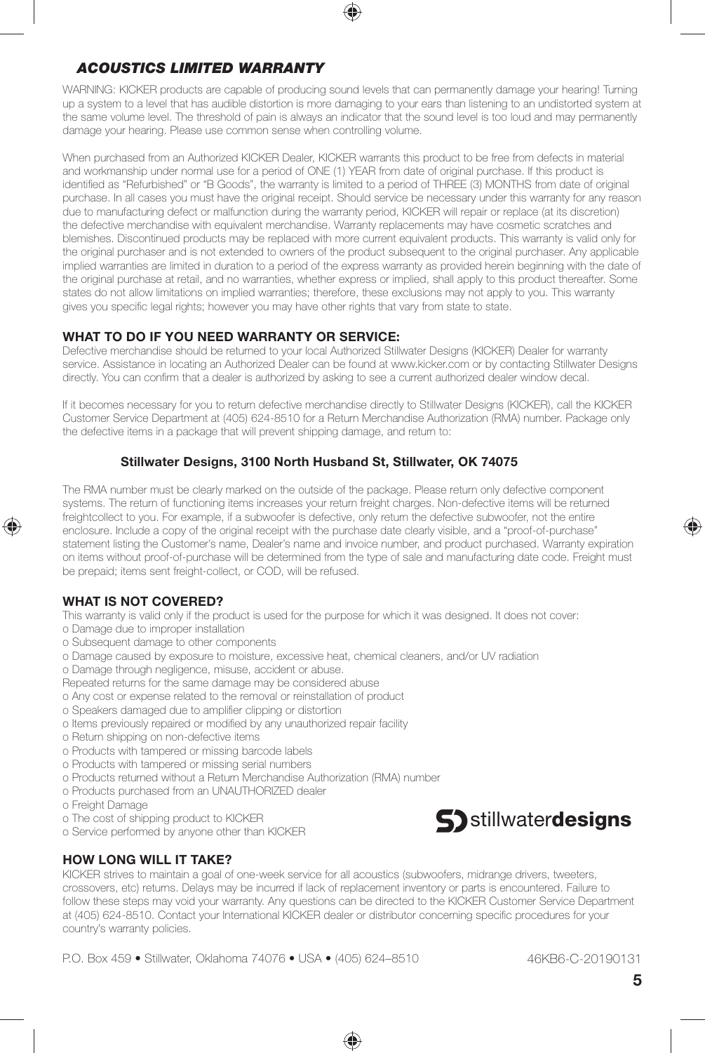## ACOUSTICS LIMITED WARRANTY

WARNING: KICKER products are capable of producing sound levels that can permanently damage your hearing! Turning up a system to a level that has audible distortion is more damaging to your ears than listening to an undistorted system at the same volume level. The threshold of pain is always an indicator that the sound level is too loud and may permanently damage your hearing. Please use common sense when controlling volume.

When purchased from an Authorized KICKER Dealer, KICKER warrants this product to be free from defects in material and workmanship under normal use for a period of ONE (1) YEAR from date of original purchase. If this product is identified as "Refurbished" or "B Goods", the warranty is limited to a period of THREE (3) MONTHS from date of original purchase. In all cases you must have the original receipt. Should service be necessary under this warranty for any reason due to manufacturing defect or malfunction during the warranty period, KICKER will repair or replace (at its discretion) the defective merchandise with equivalent merchandise. Warranty replacements may have cosmetic scratches and blemishes. Discontinued products may be replaced with more current equivalent products. This warranty is valid only for the original purchaser and is not extended to owners of the product subsequent to the original purchaser. Any applicable implied warranties are limited in duration to a period of the express warranty as provided herein beginning with the date of the original purchase at retail, and no warranties, whether express or implied, shall apply to this product thereafter. Some states do not allow limitations on implied warranties; therefore, these exclusions may not apply to you. This warranty gives you specific legal rights; however you may have other rights that vary from state to state.

### WHAT TO DO IF YOU NEED WARRANTY OR SERVICE:

Defective merchandise should be returned to your local Authorized Stillwater Designs (KICKER) Dealer for warranty service. Assistance in locating an Authorized Dealer can be found at www.kicker.com or by contacting Stillwater Designs directly. You can confirm that a dealer is authorized by asking to see a current authorized dealer window decal.

If it becomes necessary for you to return defective merchandise directly to Stillwater Designs (KICKER), call the KICKER Customer Service Department at (405) 624-8510 for a Return Merchandise Authorization (RMA) number. Package only the defective items in a package that will prevent shipping damage, and return to:

**Stillwater Designs, 3100 North Husband St, Stillwater, OK 74075**

The RMA number must be clearly marked on the outside of the package. Please return only defective component systems. The return of functioning items increases your return freight charges. Non-defective items will be returned freightcollect to you. For example, if a subwoofer is defective, only return the defective subwoofer, not the entire enclosure. Include a copy of the original receipt with the purchase date clearly visible, and a "proof-of-purchase" statement listing the Customer's name, Dealer's name and invoice number, and product purchased. Warranty expiration on items without proof-of-purchase will be determined from the type of sale and manufacturing date code. Freight must be prepaid; items sent freight-collect, or COD, will be refused.

### WHAT IS NOT COVERED?

This warranty is valid only if the product is used for the purpose for which it was designed. It does not cover:

- Damage due to improper installation
- Subsequent damage to other components
- Damage caused by exposure to moisture, excessive heat, chemical cleaners, and/or UV radiation
- Damage through negligence, misuse, accident or abuse.

Repeated returns for the same damage may be considered abuse

- Any cost or expense related to the removal or reinstallation of product
- Speakers damaged due to amplifier clipping or distortion
- Items previously repaired or modified by any unauthorized repair facility
- Return shipping on non-defective items
- Products with tampered or missing barcode labels
- Products with tampered or missing serial numbers
- Products returned without a Return Merchandise Authorization (RMA) number
- Products purchased from an UNAUTHORIZED dealer
- Freight Damage
- The cost of shipping product to KICKER
- Service performed by anyone other than KICKER

stillwater**designs**

### HOW LONG WILL IT TAKE?

KICKER strives to maintain a goal of one-week service for all acoustics (subwoofers, midrange drivers, tweeters, crossovers, etc) returns. Delays may be incurred if lack of replacement inventory or parts is encountered. Failure to follow these steps may void your warranty. Any questions can be directed to the KICKER Customer Service Department at (405) 624-8510. Contact your International KICKER dealer or distributor concerning specific procedures for your country's warranty policies.

P.O. Box 459 • Stillwater, Oklahoma 74076 • USA • (405) 624–8510

46KB6-C-20190131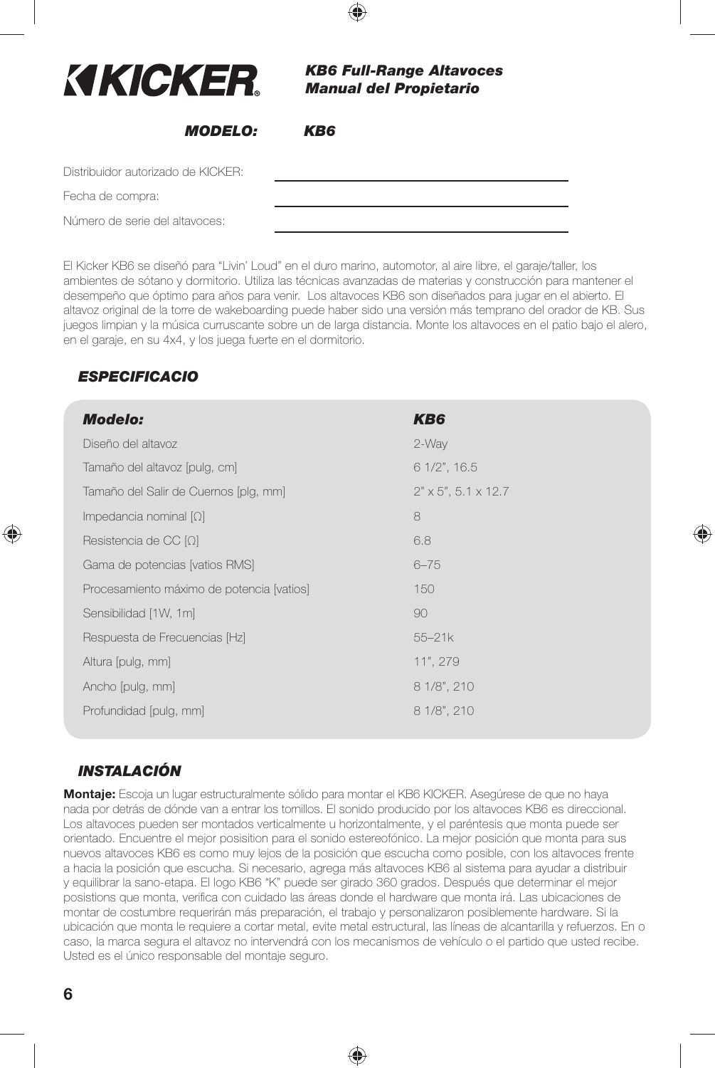# KICKER

## KB6 Full-Range Altavoces Manual del Propietario

**MODELO: KB6**

Distribuidor autorizado de KICKER: ______________________

Fecha de compra: ______________________

Número de serie del altavoces: ______________________

El Kicker KB6 se diseñó para "Livin' Loud" en el duro marino, automotor, al aire libre, el garaje/taller, los ambientes de sótano y dormitorio. Utiliza las técnicas avanzadas de materias y construcción para mantener el desempeño que óptimo para años para venir. Los altavoces KB6 son diseñados para jugar en el abierto. El altavoz original de la torre de wakeboarding puede haber sido una versión más temprano del orador de KB. Sus juegos limpian y la música curruscante sobre un de larga distancia. Monte los altavoces en el patio bajo el alero, en el garaje, en su 4x4, y los juega fuerte en el dormitorio.

## ESPECIFICACIO

| ***Modelo:*** | ***KB6*** |
| --- | --- |
| Diseño del altavoz | 2-Way |
| Tamaño del altavoz [pulg, cm] | 6 1/2", 16.5 |
| Tamaño del Salir de Cuernos [plg, mm] | 2" x 5", 5.1 x 12.7 |
| Impedancia nominal [Ω] | 8 |
| Resistencia de CC [Ω] | 6.8 |
| Gama de potencias [vatios RMS] | 6–75 |
| Procesamiento máximo de potencia [vatios] | 150 |
| Sensibilidad [1W, 1m] | 90 |
| Respuesta de Frecuencias [Hz] | 55–21k |
| Altura [pulg, mm] | 11", 279 |
| Ancho [pulg, mm] | 8 1/8", 210 |
| Profundidad [pulg, mm] | 8 1/8", 210 |

## INSTALACIÓN

**Montaje:** Escoja un lugar estructuralmente sólido para montar el KB6 KICKER. Asegúrese de que no haya nada por detrás de dónde van a entrar los tornillos. El sonido producido por los altavoces KB6 es direccional. Los altavoces pueden ser montados verticalmente u horizontalmente, y el paréntesis que monta puede ser orientado. Encuentre el mejor posisition para el sonido estereofónico. La mejor posición que monta para sus nuevos altavoces KB6 es como muy lejos de la posición que escucha como posible, con los altavoces frente a hacia la posición que escucha. Si necesario, agrega más altavoces KB6 al sistema para ayudar a distribuir y equilibrar la sano-etapa. El logo KB6 "K" puede ser girado 360 grados. Después que determinar el mejor posistions que monta, verifica con cuidado las áreas donde el hardware que monta irá. Las ubicaciones de montar de costumbre requerirán más preparación, el trabajo y personalizaron posiblemente hardware. Si la ubicación que monta le requiere a cortar metal, evite metal estructural, las líneas de alcantarilla y refuerzos. En o caso, la marca segura el altavoz no intervendrá con los mecanismos de vehículo o el partido que usted recibe. Usted es el único responsable del montaje seguro.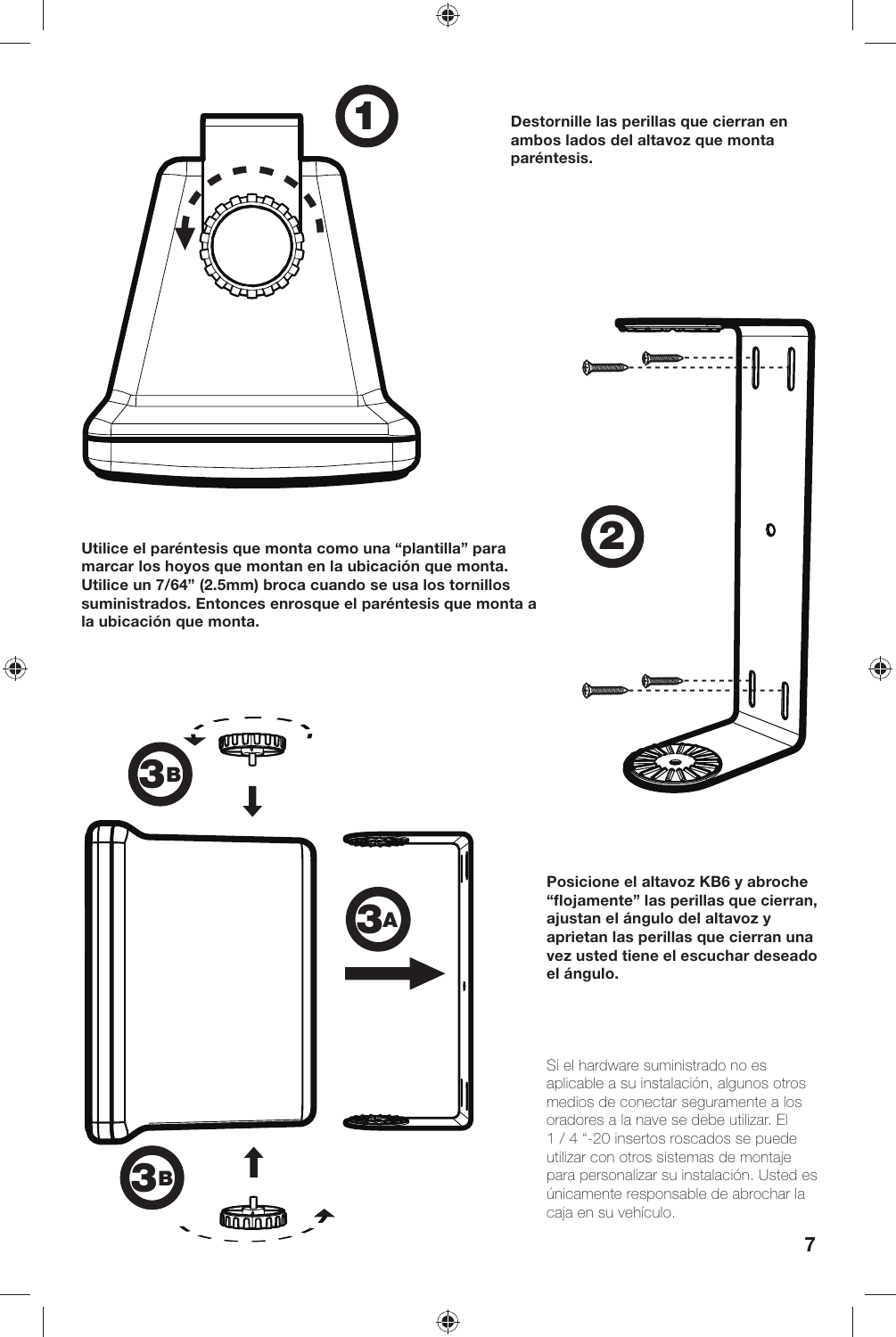**1** Destornille las perillas que cierran en ambos lados del altavoz que monta paréntesis.

**2** Utilice el paréntesis que monta como una "plantilla" para marcar los hoyos que montan en la ubicación que monta. Utilice un 7/64" (2.5mm) broca cuando se usa los tornillos suministrados. Entonces enrosque el paréntesis que monta a la ubicación que monta.

**3A / 3B** Posicione el altavoz KB6 y abroche "flojamente" las perillas que cierran, ajustan el ángulo del altavoz y aprietan las perillas que cierran una vez usted tiene el escuchar deseado el ángulo.

Si el hardware suministrado no es aplicable a su instalación, algunos otros medios de conectar seguramente a los oradores a la nave se debe utilizar. El 1 / 4 "-20 insertos roscados se puede utilizar con otros sistemas de montaje para personalizar su instalación. Usted es únicamente responsable de abrochar la caja en su vehículo.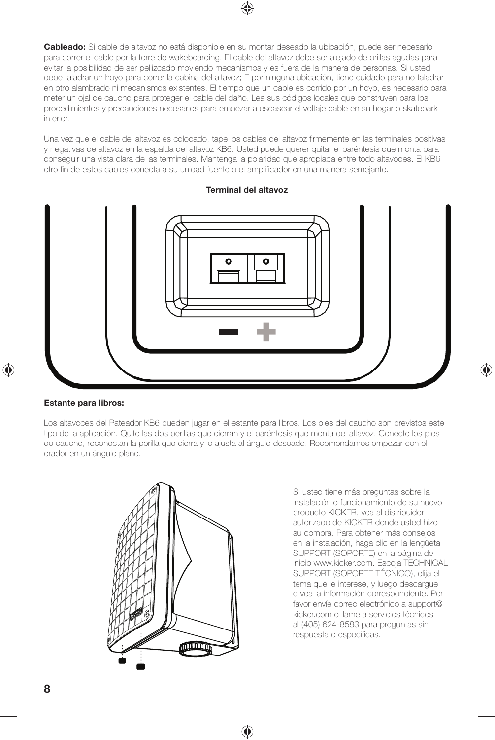**Cableado:** Si cable de altavoz no está disponible en su montar deseado la ubicación, puede ser necesario para correr el cable por la torre de wakeboarding. El cable del altavoz debe ser alejado de orillas agudas para evitar la posibilidad de ser pellizcado moviendo mecanismos y es fuera de la manera de personas. Si usted debe taladrar un hoyo para correr la cabina del altavoz; E por ninguna ubicación, tiene cuidado para no taladrar en otro alambrado ni mecanismos existentes. El tiempo que un cable es corrido por un hoyo, es necesario para meter un ojal de caucho para proteger el cable del daño. Lea sus códigos locales que construyen para los procedimientos y precauciones necesarios para empezar a escasear el voltaje cable en su hogar o skatepark interior.

Una vez que el cable del altavoz es colocado, tape los cables del altavoz firmemente en las terminales positivas y negativas de altavoz en la espalda del altavoz KB6. Usted puede querer quitar el paréntesis que monta para conseguir una vista clara de las terminales. Mantenga la polaridad que apropiada entre todo altavoces. El KB6 otro fin de estos cables conecta a su unidad fuente o el amplificador en una manera semejante.

**Terminal del altavoz**

**Estante para libros:**

Los altavoces del Pateador KB6 pueden jugar en el estante para libros. Los pies del caucho son previstos este tipo de la aplicación. Quite las dos perillas que cierran y el paréntesis que monta del altavoz. Conecte los pies de caucho, reconectan la perilla que cierra y lo ajusta al ángulo deseado. Recomendamos empezar con el orador en un ángulo plano.

Si usted tiene más preguntas sobre la instalación o funcionamiento de su nuevo producto KICKER, vea al distribuidor autorizado de KICKER donde usted hizo su compra. Para obtener más consejos en la instalación, haga clic en la lengüeta SUPPORT (SOPORTE) en la página de inicio www.kicker.com. Escoja TECHNICAL SUPPORT (SOPORTE TÉCNICO), elija el tema que le interese, y luego descargue o vea la información correspondiente. Por favor envíe correo electrónico a support@kicker.com o llame a servicios técnicos al (405) 624-8583 para preguntas sin respuesta o específicas.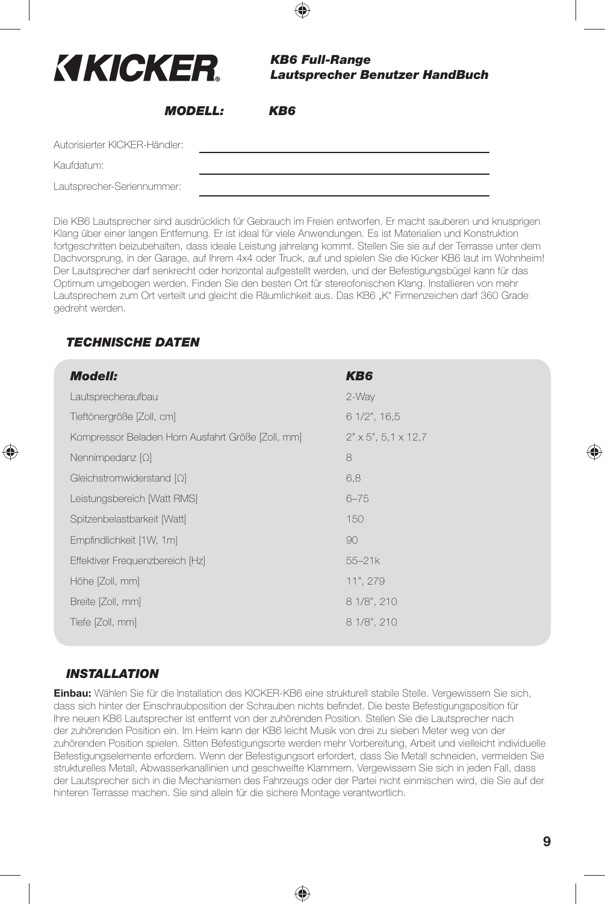# KICKER

## KB6 Full-Range Lautsprecher Benutzer HandBuch

**MODELL: KB6**

Autorisierter KICKER-Händler: ______________________

Kaufdatum: ______________________

Lautsprecher-Seriennummer: ______________________

Die KB6 Lautsprecher sind ausdrücklich für Gebrauch im Freien entworfen. Er macht sauberen und knusprigen Klang über einer langen Entfernung. Er ist ideal für viele Anwendungen. Es ist Materialien und Konstruktion fortgeschritten beizubehalten, dass ideale Leistung jahrelang kommt. Stellen Sie sie auf der Terrasse unter dem Dachvorsprung, in der Garage, auf Ihrem 4x4 oder Truck, auf und spielen Sie die Kicker KB6 laut im Wohnheim! Der Lautsprecher darf senkrecht oder horizontal aufgestellt werden, und der Befestigungsbügel kann für das Optimum umgebogen werden. Finden Sie den besten Ort für stereofonischen Klang. Installieren von mehr Lautsprechern zum Ort verteilt und gleicht die Räumlichkeit aus. Das KB6 „K" Firmenzeichen darf 360 Grade gedreht werden.

### TECHNISCHE DATEN

| ***Modell:*** | ***KB6*** |
|---|---|
| Lautsprecheraufbau | 2-Way |
| Tieftönergröße [Zoll, cm] | 6 1/2", 16,5 |
| Kompressor Beladen Horn Ausfahrt Größe [Zoll, mm] | 2" x 5", 5,1 x 12,7 |
| Nennimpedanz [Ω] | 8 |
| Gleichstromwiderstand [Ω] | 6,8 |
| Leistungsbereich [Watt RMS] | 6–75 |
| Spitzenbelastbarkeit [Watt] | 150 |
| Empfindlichkeit [1W, 1m] | 90 |
| Effektiver Frequenzbereich [Hz] | 55–21k |
| Höhe [Zoll, mm] | 11", 279 |
| Breite [Zoll, mm] | 8 1/8", 210 |
| Tiefe [Zoll, mm] | 8 1/8", 210 |

### INSTALLATION

**Einbau:** Wählen Sie für die Installation des KICKER-KB6 eine strukturell stabile Stelle. Vergewissern Sie sich, dass sich hinter der Einschraubposition der Schrauben nichts befindet. Die beste Befestigungsposition für Ihre neuen KB6 Lautsprecher ist entfernt von der zuhörenden Position. Stellen Sie die Lautsprecher nach der zuhörenden Position ein. Im Heim kann der KB6 leicht Musik von drei zu sieben Meter weg von der zuhörenden Position spielen. Sitten Befestigungsorte werden mehr Vorbereitung, Arbeit und vielleicht individuelle Befestigungselemente erfordern. Wenn der Befestigungsort erfordert, dass Sie Metall schneiden, vermeiden Sie strukturelles Metall, Abwasserkanallinien und geschweifte Klammern. Vergewissern Sie sich in jeden Fall, dass der Lautsprecher sich in die Mechanismen des Fahrzeugs oder der Partei nicht einmischen wird, die Sie auf der hinteren Terrasse machen. Sie sind allein für die sichere Montage verantwortlich.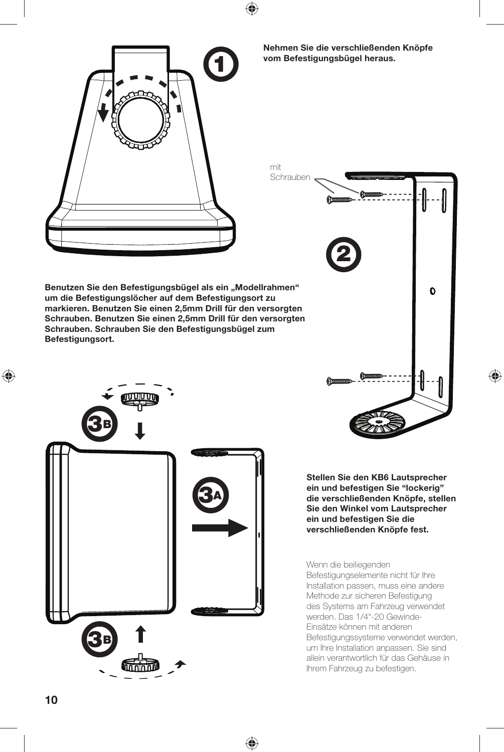**Nehmen Sie die verschließenden Knöpfe vom Befestigungsbügel heraus.**

mit Schrauben

**Benutzen Sie den Befestigungsbügel als ein „Modellrahmen" um die Befestigungslöcher auf dem Befestigungsort zu markieren. Benutzen Sie einen 2,5mm Drill für den versorgten Schrauben. Benutzen Sie einen 2,5mm Drill für den versorgten Schrauben. Schrauben Sie den Befestigungsbügel zum Befestigungsort.**

**Stellen Sie den KB6 Lautsprecher ein und befestigen Sie "lockerig" die verschließenden Knöpfe, stellen Sie den Winkel vom Lautsprecher ein und befestigen Sie die verschließenden Knöpfe fest.**

Wenn die beiliegenden Befestigungselemente nicht für Ihre Installation passen, muss eine andere Methode zur sicheren Befestigung des Systems am Fahrzeug verwendet werden. Das 1/4"-20 Gewinde-Einsätze können mit anderen Befestigungssysteme verwendet werden, um Ihre Installation anpassen. Sie sind allein verantwortlich für das Gehäuse in Ihrem Fahrzeug zu befestigen.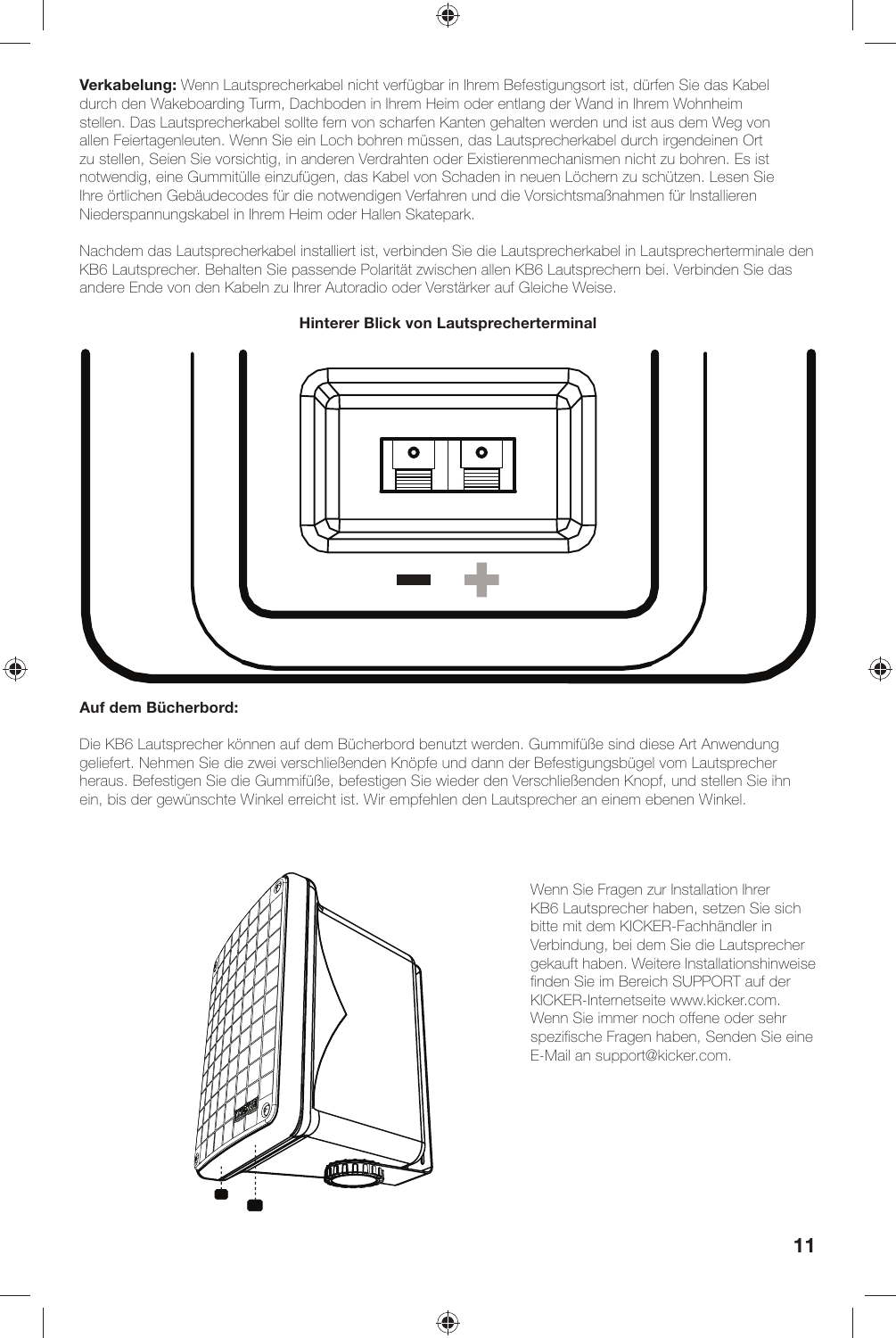**Verkabelung:** Wenn Lautsprecherkabel nicht verfügbar in Ihrem Befestigungsort ist, dürfen Sie das Kabel durch den Wakeboarding Turm, Dachboden in Ihrem Heim oder entlang der Wand in Ihrem Wohnheim stellen. Das Lautsprecherkabel sollte fern von scharfen Kanten gehalten werden und ist aus dem Weg von allen Feiertagenleuten. Wenn Sie ein Loch bohren müssen, das Lautsprecherkabel durch irgendeinen Ort zu stellen, Seien Sie vorsichtig, in anderen Verdrahten oder Existierenmechanismen nicht zu bohren. Es ist notwendig, eine Gummitülle einzufügen, das Kabel von Schaden in neuen Löchern zu schützen. Lesen Sie Ihre örtlichen Gebäudecodes für die notwendigen Verfahren und die Vorsichtsmaßnahmen für Installieren Niederspannungskabel in Ihrem Heim oder Hallen Skatepark.

Nachdem das Lautsprecherkabel installiert ist, verbinden Sie die Lautsprecherkabel in Lautsprecherterminale den KB6 Lautsprecher. Behalten Sie passende Polarität zwischen allen KB6 Lautsprechern bei. Verbinden Sie das andere Ende von den Kabeln zu Ihrer Autoradio oder Verstärker auf Gleiche Weise.

**Hinterer Blick von Lautsprecherterminal**

– +

**Auf dem Bücherbord:**

Die KB6 Lautsprecher können auf dem Bücherbord benutzt werden. Gummifüße sind diese Art Anwendung geliefert. Nehmen Sie die zwei verschließenden Knöpfe und dann der Befestigungsbügel vom Lautsprecher heraus. Befestigen Sie die Gummifüße, befestigen Sie wieder den Verschließenden Knopf, und stellen Sie ihn ein, bis der gewünschte Winkel erreicht ist. Wir empfehlen den Lautsprecher an einem ebenen Winkel.

Wenn Sie Fragen zur Installation Ihrer KB6 Lautsprecher haben, setzen Sie sich bitte mit dem KICKER-Fachhändler in Verbindung, bei dem Sie die Lautsprecher gekauft haben. Weitere Installationshinweise finden Sie im Bereich SUPPORT auf der KICKER-Internetseite www.kicker.com. Wenn Sie immer noch offene oder sehr spezifische Fragen haben, Senden Sie eine E-Mail an support@kicker.com.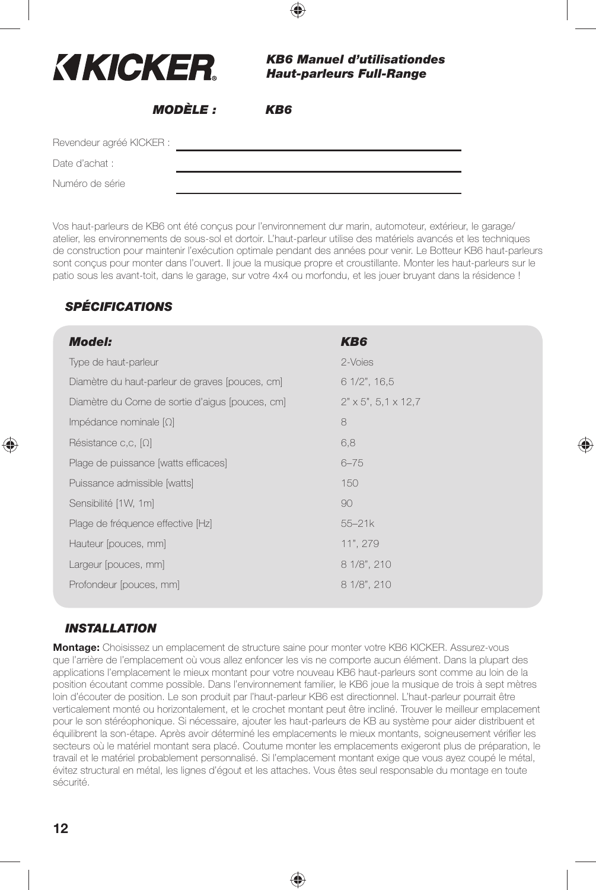# KICKER

## *KB6 Manuel d'utilisationdes Haut-parleurs Full-Range*

***MODÈLE :*** ***KB6***

Revendeur agréé KICKER : \_\_\_\_\_\_\_\_\_\_\_\_\_\_\_\_\_\_\_\_

Date d'achat : \_\_\_\_\_\_\_\_\_\_\_\_\_\_\_\_\_\_\_\_

Numéro de série \_\_\_\_\_\_\_\_\_\_\_\_\_\_\_\_\_\_\_\_

Vos haut-parleurs de KB6 ont été conçus pour l'environnement dur marin, automoteur, extérieur, le garage/atelier, les environnements de sous-sol et dortoir. L'haut-parleur utilise des matériels avancés et les techniques de construction pour maintenir l'exécution optimale pendant des années pour venir. Le Botteur KB6 haut-parleurs sont conçus pour monter dans l'ouvert. Il joue la musique propre et croustillante. Monter les haut-parleurs sur le patio sous les avant-toit, dans le garage, sur votre 4x4 ou morfondu, et les jouer bruyant dans la résidence !

### *SPÉCIFICATIONS*

| ***Model:*** | ***KB6*** |
|---|---|
| Type de haut-parleur | 2-Voies |
| Diamètre du haut-parleur de graves [pouces, cm] | 6 1/2", 16,5 |
| Diamètre du Corne de sortie d'aigus [pouces, cm] | 2" x 5", 5,1 x 12,7 |
| Impédance nominale [Ω] | 8 |
| Résistance c,c, [Ω] | 6,8 |
| Plage de puissance [watts efficaces] | 6–75 |
| Puissance admissible [watts] | 150 |
| Sensibilité [1W, 1m] | 90 |
| Plage de fréquence effective [Hz] | 55–21k |
| Hauteur [pouces, mm] | 11", 279 |
| Largeur [pouces, mm] | 8 1/8", 210 |
| Profondeur [pouces, mm] | 8 1/8", 210 |

### *INSTALLATION*

**Montage:** Choisissez un emplacement de structure saine pour monter votre KB6 KICKER. Assurez-vous que l'arrière de l'emplacement où vous allez enfoncer les vis ne comporte aucun élément. Dans la plupart des applications l'emplacement le mieux montant pour votre nouveau KB6 haut-parleurs sont comme au loin de la position écoutant comme possible. Dans l'environnement familier, le KB6 joue la musique de trois à sept mètres loin d'écouter de position. Le son produit par l'haut-parleur KB6 est directionnel. L'haut-parleur pourrait être verticalement monté ou horizontalement, et le crochet montant peut être incliné. Trouver le meilleur emplacement pour le son stéréophonique. Si nécessaire, ajouter les haut-parleurs de KB au système pour aider distribuent et équilibrent la son-étape. Après avoir déterminé les emplacements le mieux montants, soigneusement vérifier les secteurs où le matériel montant sera placé. Coutume monter les emplacements exigeront plus de préparation, le travail et le matériel probablement personnalisé. Si l'emplacement montant exige que vous ayez coupé le métal, évitez structural en métal, les lignes d'égout et les attaches. Vous êtes seul responsable du montage en toute sécurité.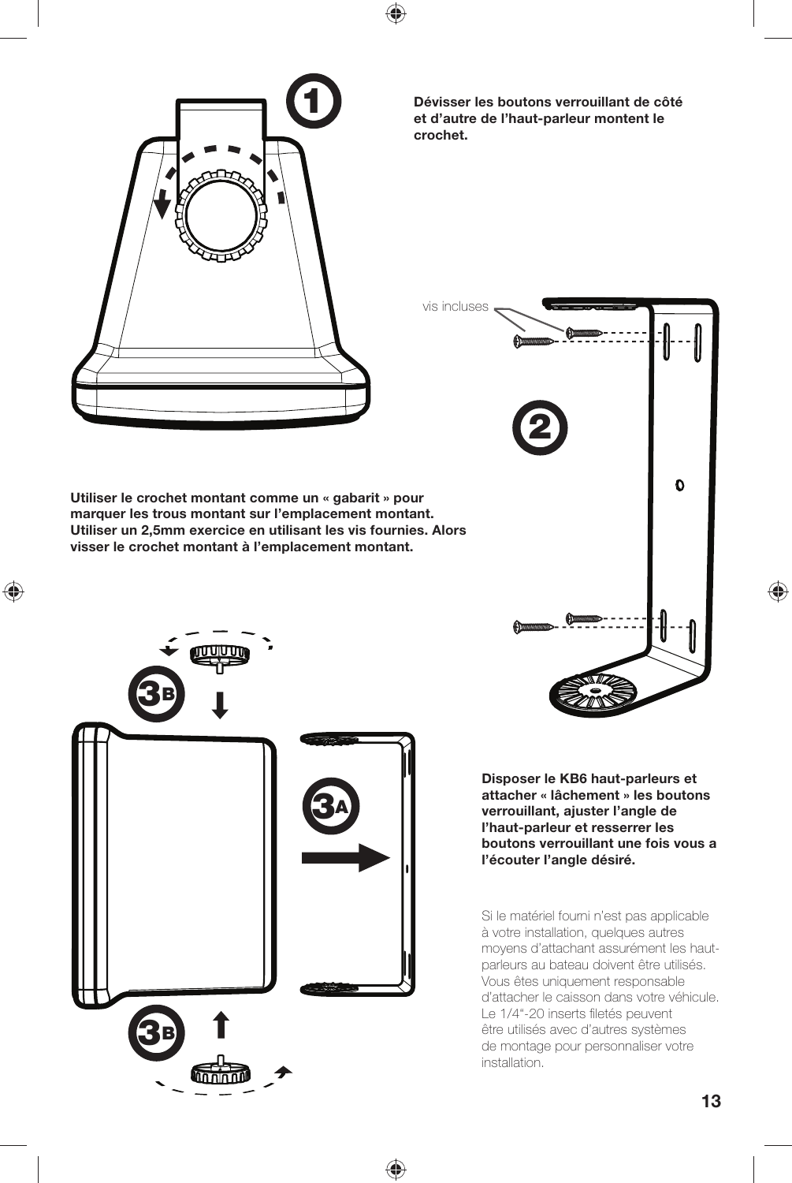**1**

**Dévisser les boutons verrouillant de côté et d'autre de l'haut-parleur montent le crochet.**

vis incluses

**2**

**Utiliser le crochet montant comme un « gabarit » pour marquer les trous montant sur l'emplacement montant. Utiliser un 2,5mm exercice en utilisant les vis fournies. Alors visser le crochet montant à l'emplacement montant.**

**3B**

**3A**

**3B**

**Disposer le KB6 haut-parleurs et attacher « lâchement » les boutons verrouillant, ajuster l'angle de l'haut-parleur et resserrer les boutons verrouillant une fois vous a l'écouter l'angle désiré.**

Si le matériel fourni n'est pas applicable à votre installation, quelques autres moyens d'attachant assurément les haut-parleurs au bateau doivent être utilisés. Vous êtes uniquement responsable d'attacher le caisson dans votre véhicule. Le 1/4"-20 inserts filetés peuvent être utilisés avec d'autres systèmes de montage pour personnaliser votre installation.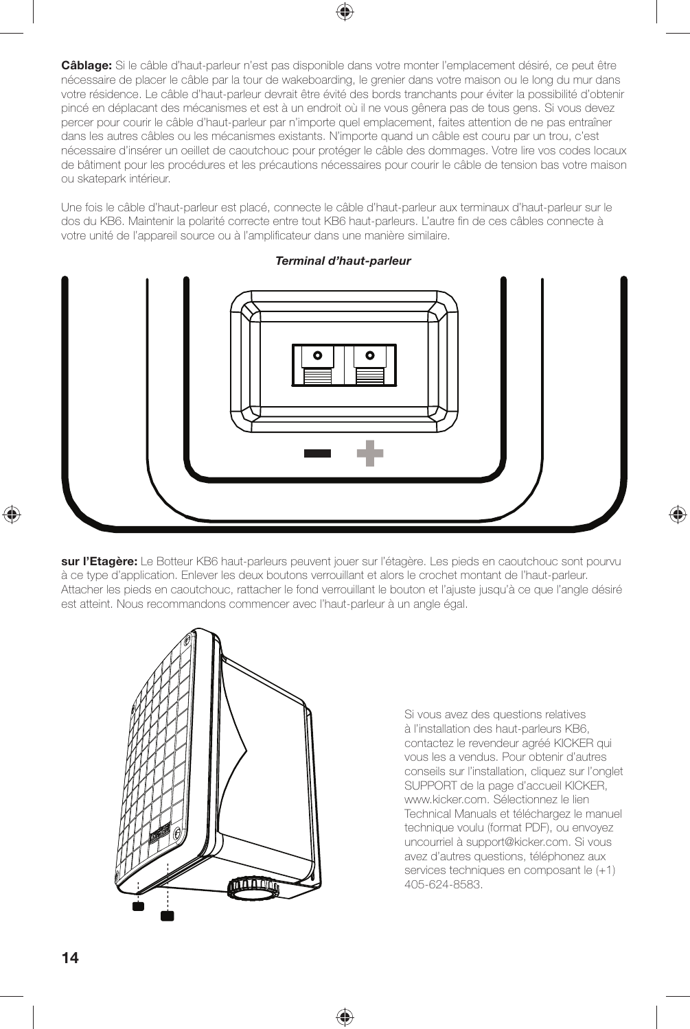**Câblage:** Si le câble d'haut-parleur n'est pas disponible dans votre monter l'emplacement désiré, ce peut être nécessaire de placer le câble par la tour de wakeboarding, le grenier dans votre maison ou le long du mur dans votre résidence. Le câble d'haut-parleur devrait être évité des bords tranchants pour éviter la possibilité d'obtenir pincé en déplacant des mécanismes et est à un endroit où il ne vous gênera pas de tous gens. Si vous devez percer pour courir le câble d'haut-parleur par n'importe quel emplacement, faites attention de ne pas entraîner dans les autres câbles ou les mécanismes existants. N'importe quand un câble est couru par un trou, c'est nécessaire d'insérer un oeillet de caoutchouc pour protéger le câble des dommages. Votre lire vos codes locaux de bâtiment pour les procédures et les précautions nécessaires pour courir le câble de tension bas votre maison ou skatepark intérieur.

Une fois le câble d'haut-parleur est placé, connecte le câble d'haut-parleur aux terminaux d'haut-parleur sur le dos du KB6. Maintenir la polarité correcte entre tout KB6 haut-parleurs. L'autre fin de ces câbles connecte à votre unité de l'appareil source ou à l'amplificateur dans une manière similaire.

***Terminal d'haut-parleur***

**sur l'Etagère:** Le Botteur KB6 haut-parleurs peuvent jouer sur l'étagère. Les pieds en caoutchouc sont pourvu à ce type d'application. Enlever les deux boutons verrouillant et alors le crochet montant de l'haut-parleur. Attacher les pieds en caoutchouc, rattacher le fond verrouillant le bouton et l'ajuste jusqu'à ce que l'angle désiré est atteint. Nous recommandons commencer avec l'haut-parleur à un angle égal.

Si vous avez des questions relatives à l'installation des haut-parleurs KB6, contactez le revendeur agréé KICKER qui vous les a vendus. Pour obtenir d'autres conseils sur l'installation, cliquez sur l'onglet SUPPORT de la page d'accueil KICKER, www.kicker.com. Sélectionnez le lien Technical Manuals et téléchargez le manuel technique voulu (format PDF), ou envoyez uncourriel à support@kicker.com. Si vous avez d'autres questions, téléphonez aux services techniques en composant le (+1) 405-624-8583.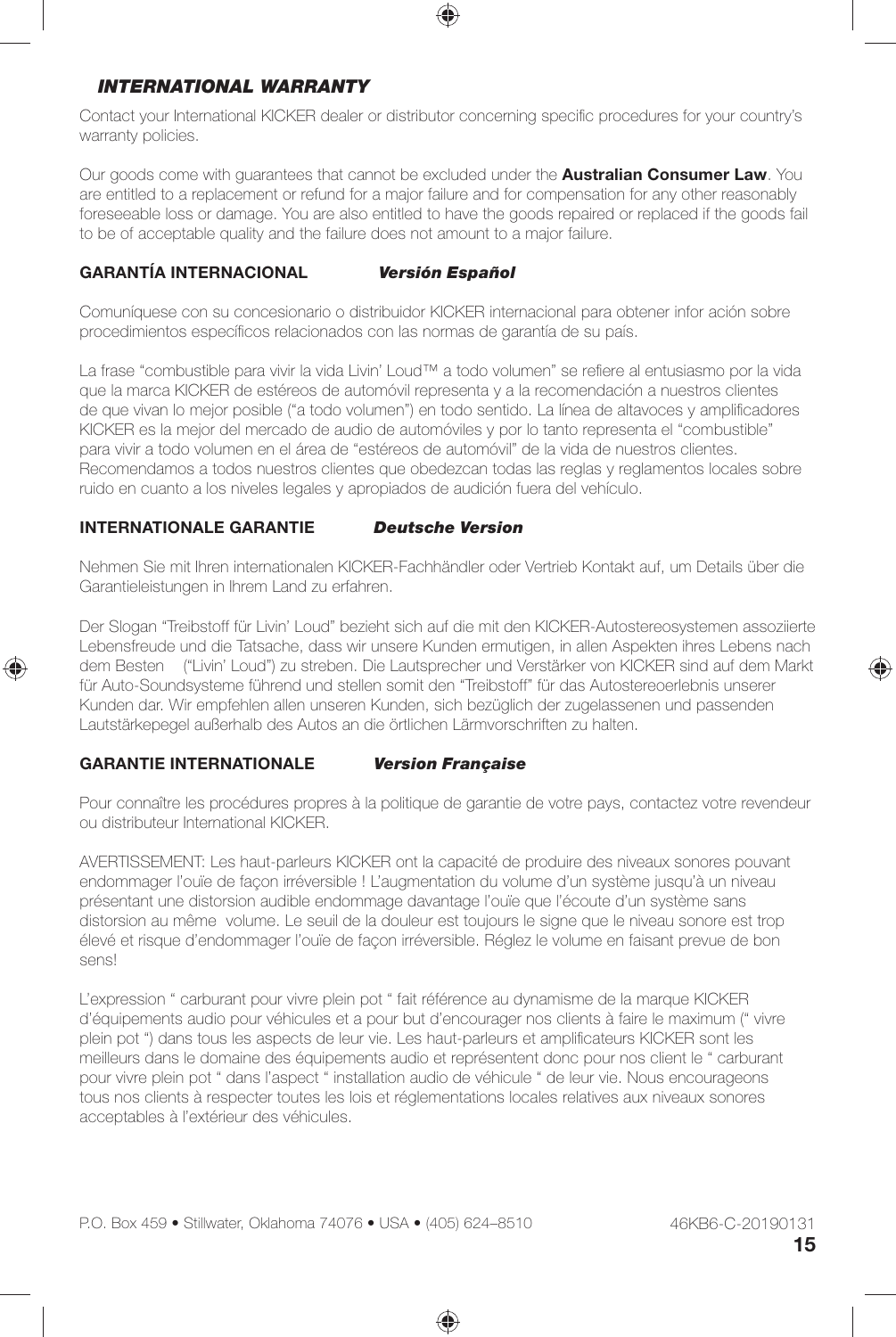## *INTERNATIONAL WARRANTY*

Contact your International KICKER dealer or distributor concerning specific procedures for your country's warranty policies.

Our goods come with guarantees that cannot be excluded under the **Australian Consumer Law**. You are entitled to a replacement or refund for a major failure and for compensation for any other reasonably foreseeable loss or damage. You are also entitled to have the goods repaired or replaced if the goods fail to be of acceptable quality and the failure does not amount to a major failure.

### GARANTÍA INTERNACIONAL *Versión Español*

Comuníquese con su concesionario o distribuidor KICKER internacional para obtener infor ación sobre procedimientos específicos relacionados con las normas de garantía de su país.

La frase "combustible para vivir la vida Livin' Loud™ a todo volumen" se refiere al entusiasmo por la vida que la marca KICKER de estéreos de automóvil representa y a la recomendación a nuestros clientes de que vivan lo mejor posible ("a todo volumen") en todo sentido. La línea de altavoces y amplificadores KICKER es la mejor del mercado de audio de automóviles y por lo tanto representa el "combustible" para vivir a todo volumen en el área de "estéreos de automóvil" de la vida de nuestros clientes. Recomendamos a todos nuestros clientes que obedezcan todas las reglas y reglamentos locales sobre ruido en cuanto a los niveles legales y apropiados de audición fuera del vehículo.

### INTERNATIONALE GARANTIE *Deutsche Version*

Nehmen Sie mit Ihren internationalen KICKER-Fachhändler oder Vertrieb Kontakt auf, um Details über die Garantieleistungen in Ihrem Land zu erfahren.

Der Slogan "Treibstoff für Livin' Loud" bezieht sich auf die mit den KICKER-Autostereosystemen assoziierte Lebensfreude und die Tatsache, dass wir unsere Kunden ermutigen, in allen Aspekten ihres Lebens nach dem Besten ("Livin' Loud") zu streben. Die Lautsprecher und Verstärker von KICKER sind auf dem Markt für Auto-Soundsysteme führend und stellen somit den "Treibstoff" für das Autostereoerlebnis unserer Kunden dar. Wir empfehlen allen unseren Kunden, sich bezüglich der zugelassenen und passenden Lautstärkepegel außerhalb des Autos an die örtlichen Lärmvorschriften zu halten.

### GARANTIE INTERNATIONALE *Version Française*

Pour connaître les procédures propres à la politique de garantie de votre pays, contactez votre revendeur ou distributeur International KICKER.

AVERTISSEMENT: Les haut-parleurs KICKER ont la capacité de produire des niveaux sonores pouvant endommager l'ouïe de façon irréversible ! L'augmentation du volume d'un système jusqu'à un niveau présentant une distorsion audible endommage davantage l'ouïe que l'écoute d'un système sans distorsion au même volume. Le seuil de la douleur est toujours le signe que le niveau sonore est trop élevé et risque d'endommager l'ouïe de façon irréversible. Réglez le volume en faisant prevue de bon sens!

L'expression " carburant pour vivre plein pot " fait référence au dynamisme de la marque KICKER d'équipements audio pour véhicules et a pour but d'encourager nos clients à faire le maximum (" vivre plein pot ") dans tous les aspects de leur vie. Les haut-parleurs et amplificateurs KICKER sont les meilleurs dans le domaine des équipements audio et représentent donc pour nos client le " carburant pour vivre plein pot " dans l'aspect " installation audio de véhicule " de leur vie. Nous encourageons tous nos clients à respecter toutes les lois et réglementations locales relatives aux niveaux sonores acceptables à l'extérieur des véhicules.

P.O. Box 459 • Stillwater, Oklahoma 74076 • USA • (405) 624–8510

46KB6-C-20190131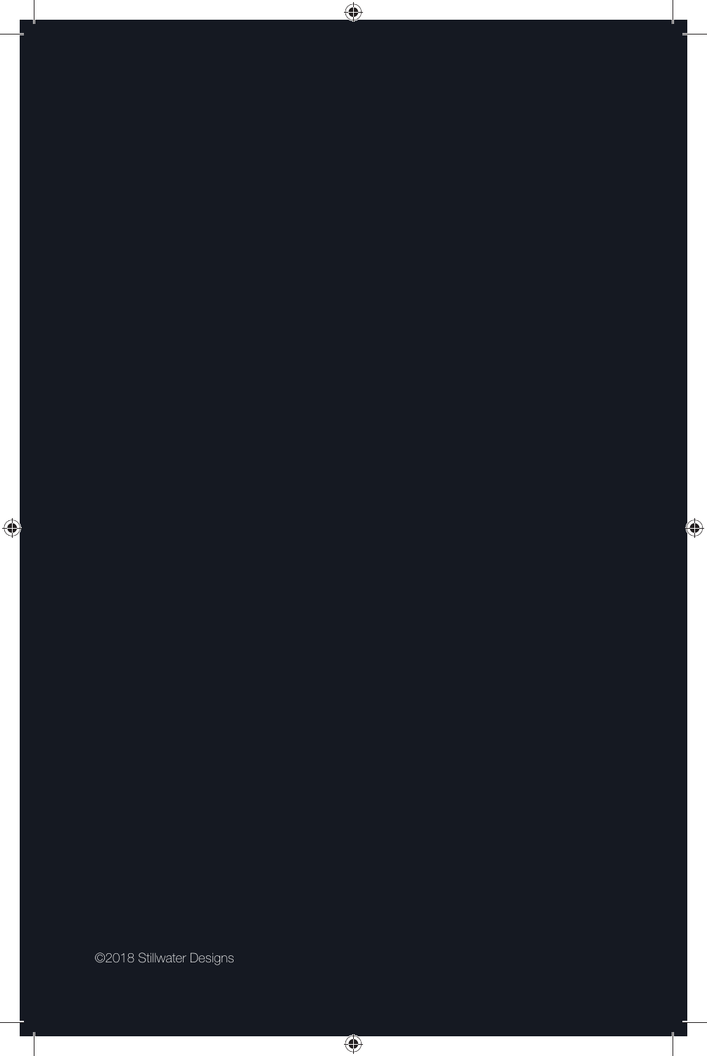©2018 Stillwater Designs